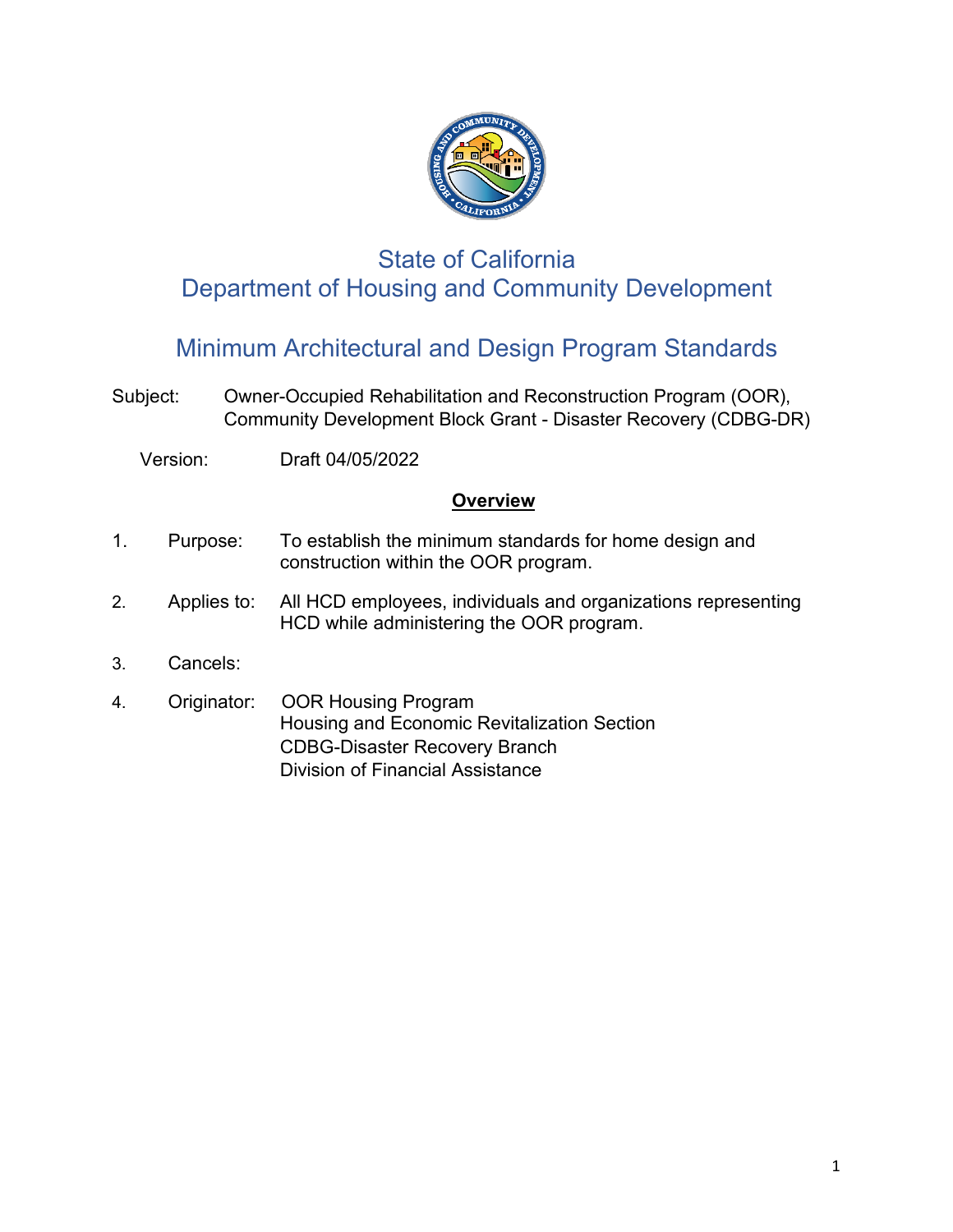# State of California
# Department of Housing and Community Development

## Minimum Architectural and Design Program Standards

Subject: Owner-Occupied Rehabilitation and Reconstruction Program (OOR), Community Development Block Grant - Disaster Recovery (CDBG-DR)

Version: Draft 04/05/2022

### Overview

1. Purpose: To establish the minimum standards for home design and construction within the OOR program.

2. Applies to: All HCD employees, individuals and organizations representing HCD while administering the OOR program.

3. Cancels:

4. Originator: OOR Housing Program
   Housing and Economic Revitalization Section
   CDBG-Disaster Recovery Branch
   Division of Financial Assistance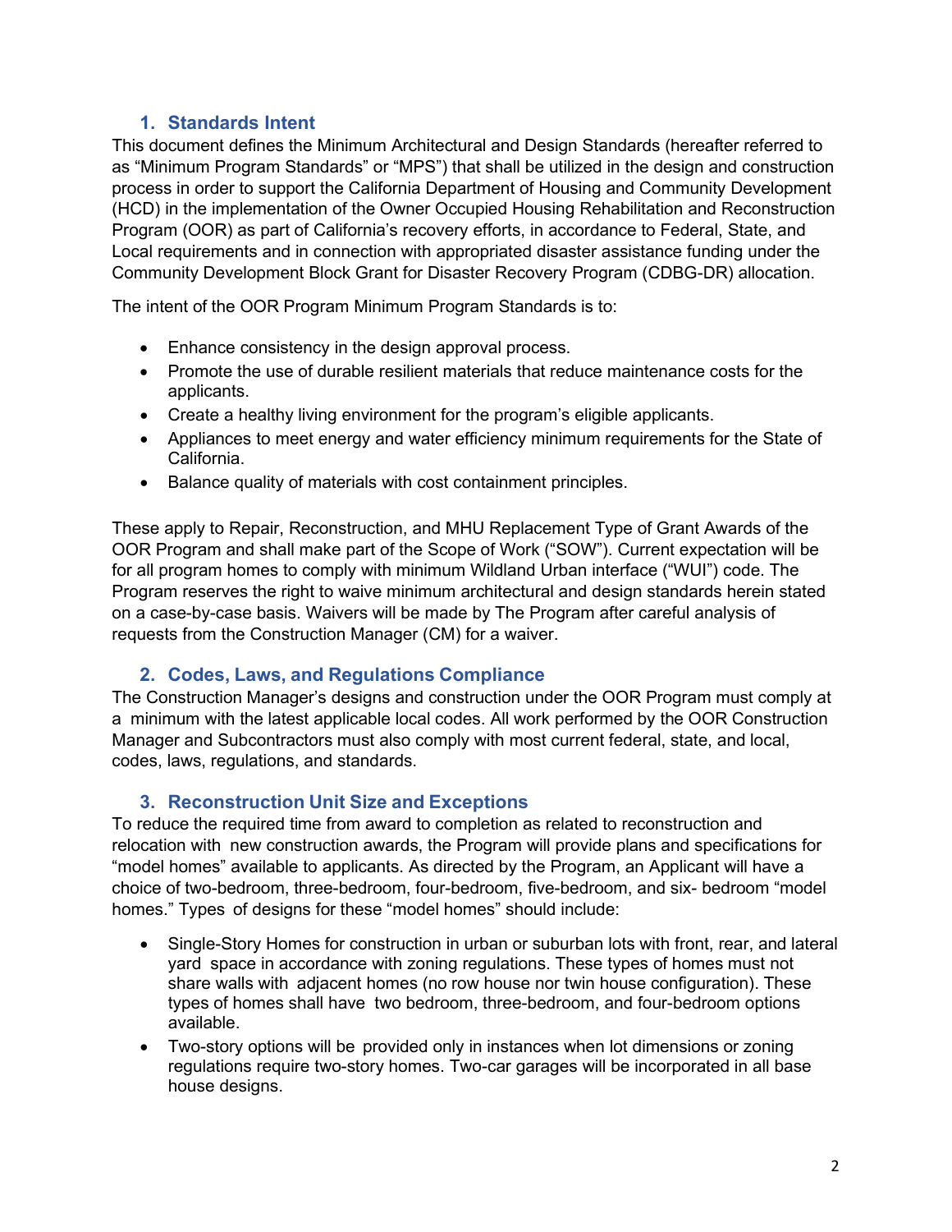## 1. Standards Intent

This document defines the Minimum Architectural and Design Standards (hereafter referred to as "Minimum Program Standards" or "MPS") that shall be utilized in the design and construction process in order to support the California Department of Housing and Community Development (HCD) in the implementation of the Owner Occupied Housing Rehabilitation and Reconstruction Program (OOR) as part of California's recovery efforts, in accordance to Federal, State, and Local requirements and in connection with appropriated disaster assistance funding under the Community Development Block Grant for Disaster Recovery Program (CDBG-DR) allocation.

The intent of the OOR Program Minimum Program Standards is to:

- Enhance consistency in the design approval process.
- Promote the use of durable resilient materials that reduce maintenance costs for the applicants.
- Create a healthy living environment for the program's eligible applicants.
- Appliances to meet energy and water efficiency minimum requirements for the State of California.
- Balance quality of materials with cost containment principles.

These apply to Repair, Reconstruction, and MHU Replacement Type of Grant Awards of the OOR Program and shall make part of the Scope of Work ("SOW"). Current expectation will be for all program homes to comply with minimum Wildland Urban interface ("WUI") code. The Program reserves the right to waive minimum architectural and design standards herein stated on a case-by-case basis. Waivers will be made by The Program after careful analysis of requests from the Construction Manager (CM) for a waiver.

## 2. Codes, Laws, and Regulations Compliance

The Construction Manager's designs and construction under the OOR Program must comply at a minimum with the latest applicable local codes. All work performed by the OOR Construction Manager and Subcontractors must also comply with most current federal, state, and local, codes, laws, regulations, and standards.

## 3. Reconstruction Unit Size and Exceptions

To reduce the required time from award to completion as related to reconstruction and relocation with new construction awards, the Program will provide plans and specifications for "model homes" available to applicants. As directed by the Program, an Applicant will have a choice of two-bedroom, three-bedroom, four-bedroom, five-bedroom, and six- bedroom "model homes." Types of designs for these "model homes" should include:

- Single-Story Homes for construction in urban or suburban lots with front, rear, and lateral yard space in accordance with zoning regulations. These types of homes must not share walls with adjacent homes (no row house nor twin house configuration). These types of homes shall have two bedroom, three-bedroom, and four-bedroom options available.
- Two-story options will be provided only in instances when lot dimensions or zoning regulations require two-story homes. Two-car garages will be incorporated in all base house designs.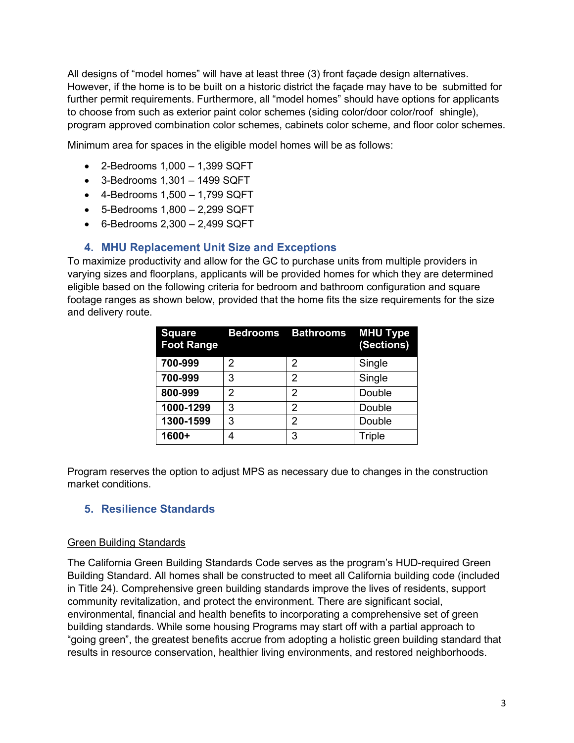All designs of "model homes" will have at least three (3) front façade design alternatives. However, if the home is to be built on a historic district the façade may have to be submitted for further permit requirements. Furthermore, all "model homes" should have options for applicants to choose from such as exterior paint color schemes (siding color/door color/roof shingle), program approved combination color schemes, cabinets color scheme, and floor color schemes.

Minimum area for spaces in the eligible model homes will be as follows:

- 2-Bedrooms 1,000 – 1,399 SQFT
- 3-Bedrooms 1,301 – 1499 SQFT
- 4-Bedrooms 1,500 – 1,799 SQFT
- 5-Bedrooms 1,800 – 2,299 SQFT
- 6-Bedrooms 2,300 – 2,499 SQFT

## 4. MHU Replacement Unit Size and Exceptions

To maximize productivity and allow for the GC to purchase units from multiple providers in varying sizes and floorplans, applicants will be provided homes for which they are determined eligible based on the following criteria for bedroom and bathroom configuration and square footage ranges as shown below, provided that the home fits the size requirements for the size and delivery route.

| Square Foot Range | Bedrooms | Bathrooms | MHU Type (Sections) |
|---|---|---|---|
| **700-999** | 2 | 2 | Single |
| **700-999** | 3 | 2 | Single |
| **800-999** | 2 | 2 | Double |
| **1000-1299** | 3 | 2 | Double |
| **1300-1599** | 3 | 2 | Double |
| **1600+** | 4 | 3 | Triple |

Program reserves the option to adjust MPS as necessary due to changes in the construction market conditions.

## 5. Resilience Standards

<u>Green Building Standards</u>

The California Green Building Standards Code serves as the program's HUD-required Green Building Standard. All homes shall be constructed to meet all California building code (included in Title 24). Comprehensive green building standards improve the lives of residents, support community revitalization, and protect the environment. There are significant social, environmental, financial and health benefits to incorporating a comprehensive set of green building standards. While some housing Programs may start off with a partial approach to "going green", the greatest benefits accrue from adopting a holistic green building standard that results in resource conservation, healthier living environments, and restored neighborhoods.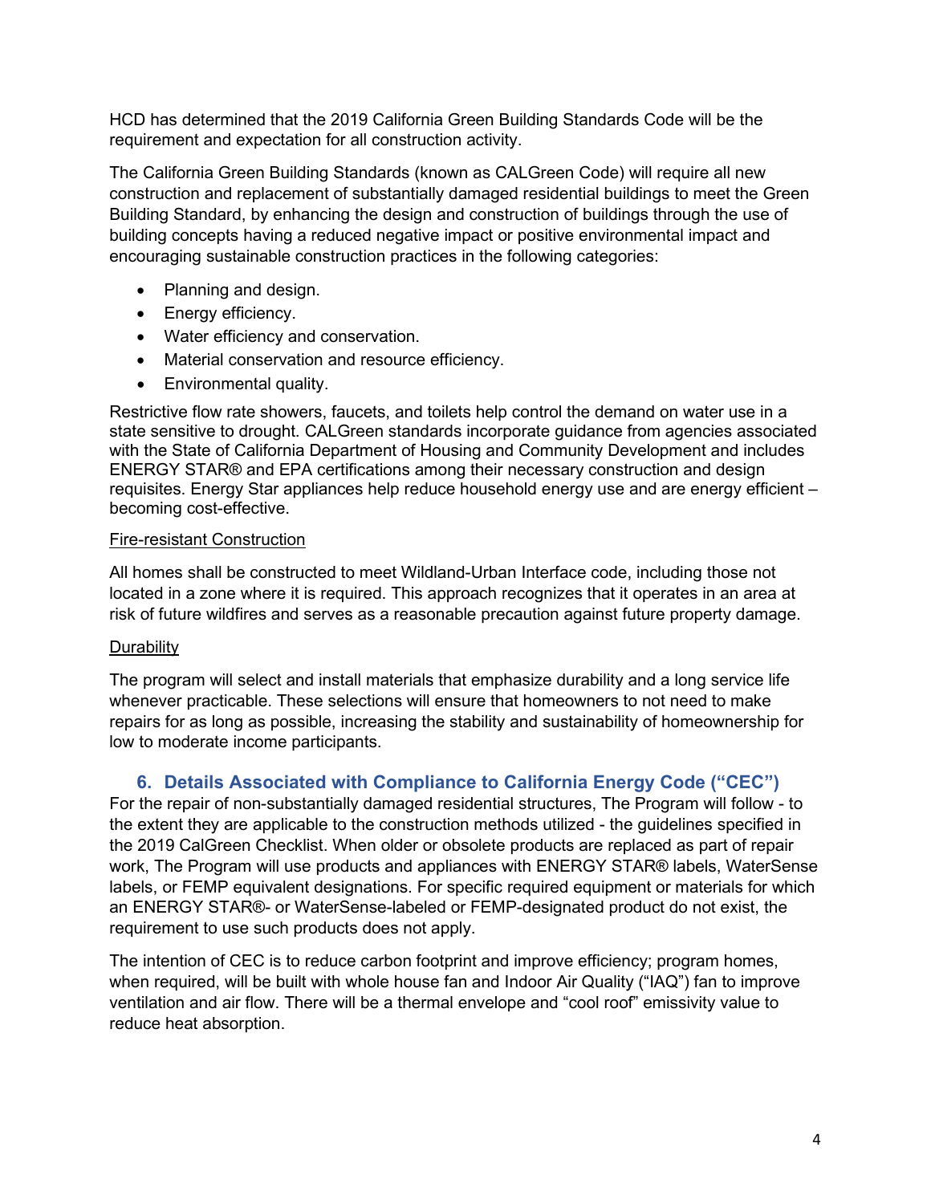HCD has determined that the 2019 California Green Building Standards Code will be the requirement and expectation for all construction activity.

The California Green Building Standards (known as CALGreen Code) will require all new construction and replacement of substantially damaged residential buildings to meet the Green Building Standard, by enhancing the design and construction of buildings through the use of building concepts having a reduced negative impact or positive environmental impact and encouraging sustainable construction practices in the following categories:

- Planning and design.
- Energy efficiency.
- Water efficiency and conservation.
- Material conservation and resource efficiency.
- Environmental quality.

Restrictive flow rate showers, faucets, and toilets help control the demand on water use in a state sensitive to drought. CALGreen standards incorporate guidance from agencies associated with the State of California Department of Housing and Community Development and includes ENERGY STAR® and EPA certifications among their necessary construction and design requisites. Energy Star appliances help reduce household energy use and are energy efficient – becoming cost-effective.

<u>Fire-resistant Construction</u>

All homes shall be constructed to meet Wildland-Urban Interface code, including those not located in a zone where it is required. This approach recognizes that it operates in an area at risk of future wildfires and serves as a reasonable precaution against future property damage.

<u>Durability</u>

The program will select and install materials that emphasize durability and a long service life whenever practicable. These selections will ensure that homeowners to not need to make repairs for as long as possible, increasing the stability and sustainability of homeownership for low to moderate income participants.

## 6. Details Associated with Compliance to California Energy Code ("CEC")

For the repair of non-substantially damaged residential structures, The Program will follow - to the extent they are applicable to the construction methods utilized - the guidelines specified in the 2019 CalGreen Checklist. When older or obsolete products are replaced as part of repair work, The Program will use products and appliances with ENERGY STAR® labels, WaterSense labels, or FEMP equivalent designations. For specific required equipment or materials for which an ENERGY STAR®- or WaterSense-labeled or FEMP-designated product do not exist, the requirement to use such products does not apply.

The intention of CEC is to reduce carbon footprint and improve efficiency; program homes, when required, will be built with whole house fan and Indoor Air Quality ("IAQ") fan to improve ventilation and air flow. There will be a thermal envelope and "cool roof" emissivity value to reduce heat absorption.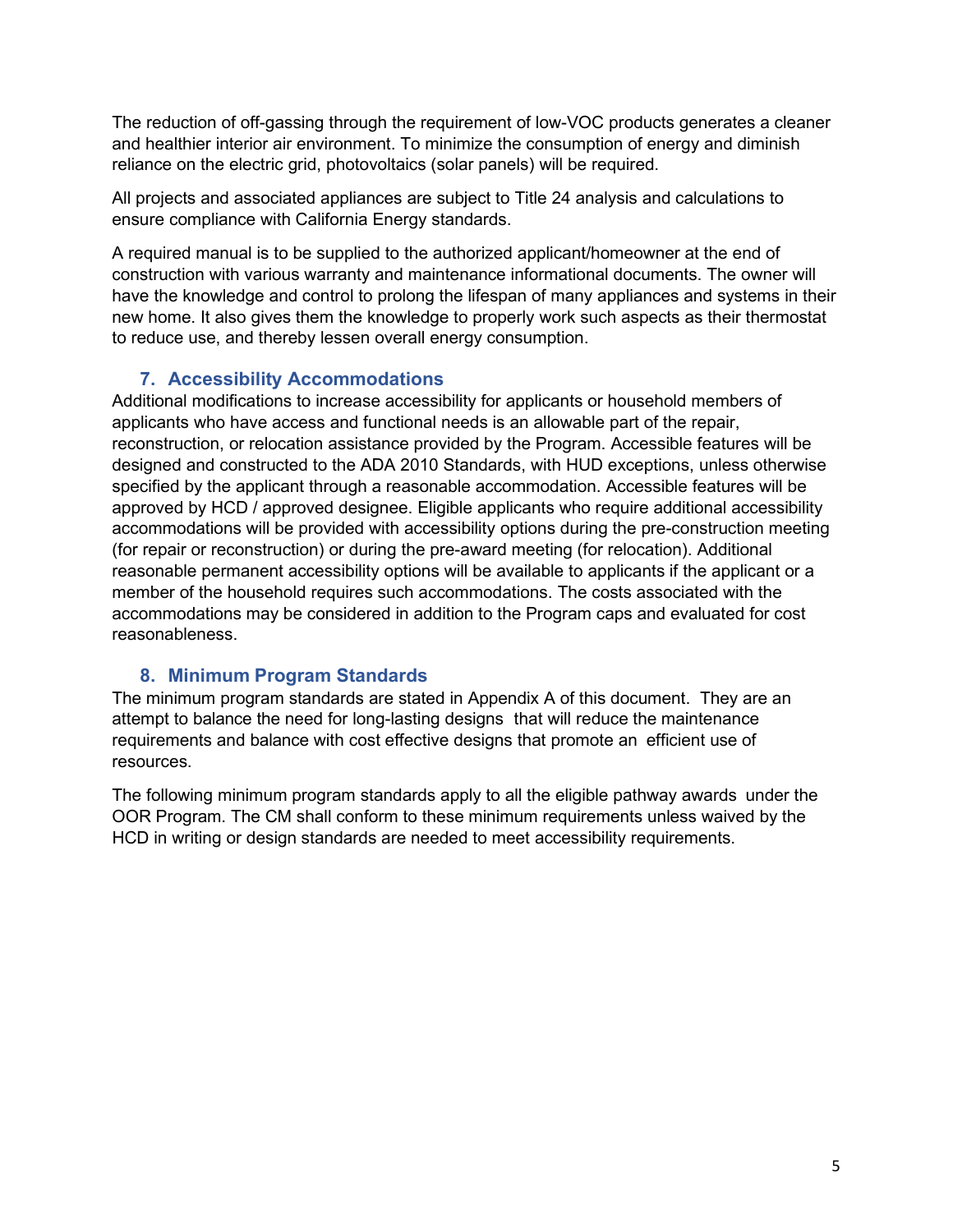The reduction of off-gassing through the requirement of low-VOC products generates a cleaner and healthier interior air environment. To minimize the consumption of energy and diminish reliance on the electric grid, photovoltaics (solar panels) will be required.

All projects and associated appliances are subject to Title 24 analysis and calculations to ensure compliance with California Energy standards.

A required manual is to be supplied to the authorized applicant/homeowner at the end of construction with various warranty and maintenance informational documents. The owner will have the knowledge and control to prolong the lifespan of many appliances and systems in their new home. It also gives them the knowledge to properly work such aspects as their thermostat to reduce use, and thereby lessen overall energy consumption.

### 7. Accessibility Accommodations

Additional modifications to increase accessibility for applicants or household members of applicants who have access and functional needs is an allowable part of the repair, reconstruction, or relocation assistance provided by the Program. Accessible features will be designed and constructed to the ADA 2010 Standards, with HUD exceptions, unless otherwise specified by the applicant through a reasonable accommodation. Accessible features will be approved by HCD / approved designee. Eligible applicants who require additional accessibility accommodations will be provided with accessibility options during the pre-construction meeting (for repair or reconstruction) or during the pre-award meeting (for relocation). Additional reasonable permanent accessibility options will be available to applicants if the applicant or a member of the household requires such accommodations. The costs associated with the accommodations may be considered in addition to the Program caps and evaluated for cost reasonableness.

### 8. Minimum Program Standards

The minimum program standards are stated in Appendix A of this document. They are an attempt to balance the need for long-lasting designs that will reduce the maintenance requirements and balance with cost effective designs that promote an efficient use of resources.

The following minimum program standards apply to all the eligible pathway awards under the OOR Program. The CM shall conform to these minimum requirements unless waived by the HCD in writing or design standards are needed to meet accessibility requirements.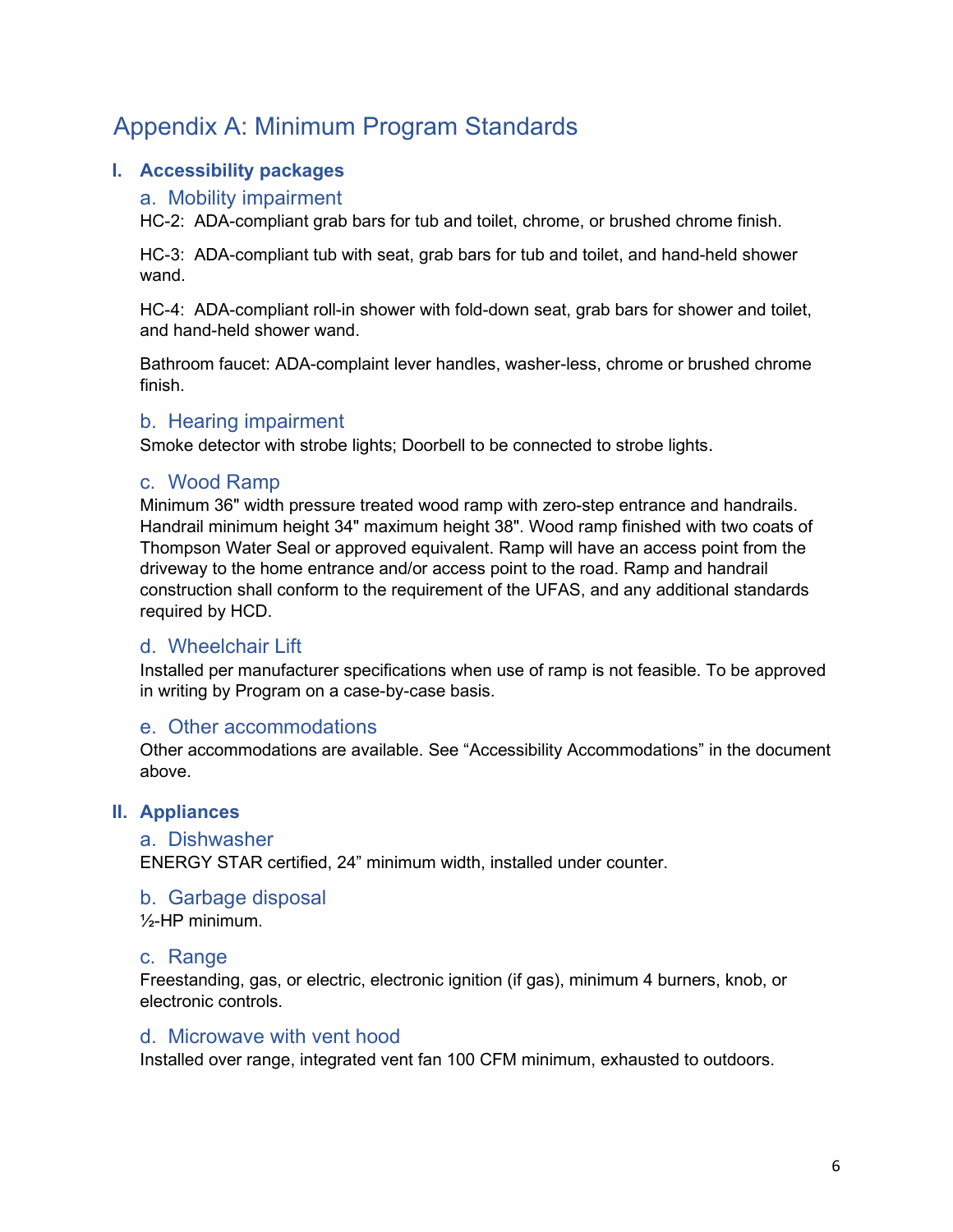# Appendix A: Minimum Program Standards

## I. Accessibility packages

### a. Mobility impairment

HC-2: ADA-compliant grab bars for tub and toilet, chrome, or brushed chrome finish.

HC-3: ADA-compliant tub with seat, grab bars for tub and toilet, and hand-held shower wand.

HC-4: ADA-compliant roll-in shower with fold-down seat, grab bars for shower and toilet, and hand-held shower wand.

Bathroom faucet: ADA-complaint lever handles, washer-less, chrome or brushed chrome finish.

### b. Hearing impairment

Smoke detector with strobe lights; Doorbell to be connected to strobe lights.

### c. Wood Ramp

Minimum 36" width pressure treated wood ramp with zero-step entrance and handrails. Handrail minimum height 34" maximum height 38". Wood ramp finished with two coats of Thompson Water Seal or approved equivalent. Ramp will have an access point from the driveway to the home entrance and/or access point to the road. Ramp and handrail construction shall conform to the requirement of the UFAS, and any additional standards required by HCD.

### d. Wheelchair Lift

Installed per manufacturer specifications when use of ramp is not feasible. To be approved in writing by Program on a case-by-case basis.

### e. Other accommodations

Other accommodations are available. See “Accessibility Accommodations” in the document above.

## II. Appliances

### a. Dishwasher

ENERGY STAR certified, 24” minimum width, installed under counter.

### b. Garbage disposal

½-HP minimum.

### c. Range

Freestanding, gas, or electric, electronic ignition (if gas), minimum 4 burners, knob, or electronic controls.

### d. Microwave with vent hood

Installed over range, integrated vent fan 100 CFM minimum, exhausted to outdoors.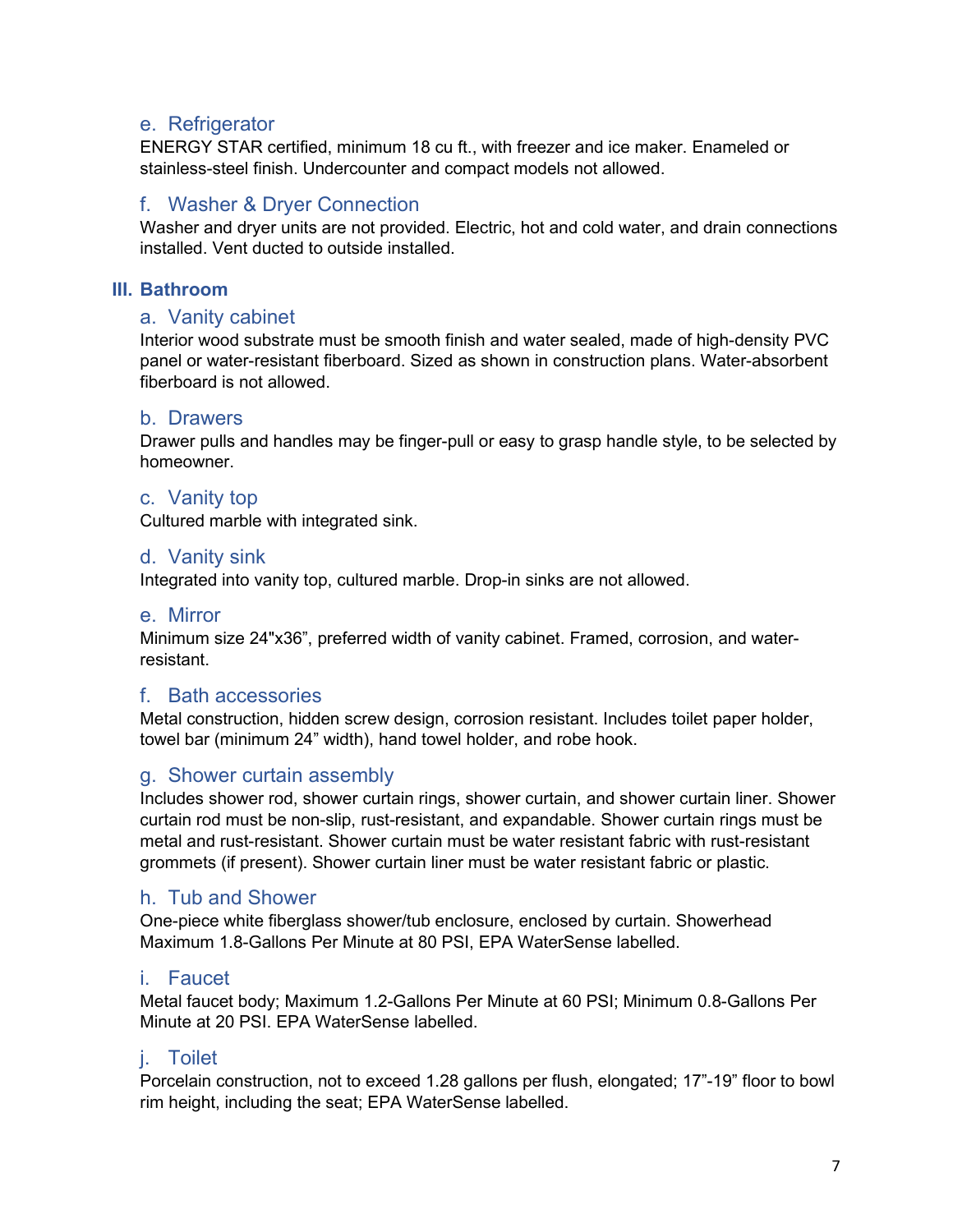### e. Refrigerator

ENERGY STAR certified, minimum 18 cu ft., with freezer and ice maker. Enameled or stainless-steel finish. Undercounter and compact models not allowed.

### f. Washer & Dryer Connection

Washer and dryer units are not provided. Electric, hot and cold water, and drain connections installed. Vent ducted to outside installed.

## III. Bathroom

### a. Vanity cabinet

Interior wood substrate must be smooth finish and water sealed, made of high-density PVC panel or water-resistant fiberboard. Sized as shown in construction plans. Water-absorbent fiberboard is not allowed.

### b. Drawers

Drawer pulls and handles may be finger-pull or easy to grasp handle style, to be selected by homeowner.

### c. Vanity top

Cultured marble with integrated sink.

### d. Vanity sink

Integrated into vanity top, cultured marble. Drop-in sinks are not allowed.

### e. Mirror

Minimum size 24"x36", preferred width of vanity cabinet. Framed, corrosion, and water-resistant.

### f. Bath accessories

Metal construction, hidden screw design, corrosion resistant. Includes toilet paper holder, towel bar (minimum 24" width), hand towel holder, and robe hook.

### g. Shower curtain assembly

Includes shower rod, shower curtain rings, shower curtain, and shower curtain liner. Shower curtain rod must be non-slip, rust-resistant, and expandable. Shower curtain rings must be metal and rust-resistant. Shower curtain must be water resistant fabric with rust-resistant grommets (if present). Shower curtain liner must be water resistant fabric or plastic.

### h. Tub and Shower

One-piece white fiberglass shower/tub enclosure, enclosed by curtain. Showerhead Maximum 1.8-Gallons Per Minute at 80 PSI, EPA WaterSense labelled.

### i. Faucet

Metal faucet body; Maximum 1.2-Gallons Per Minute at 60 PSI; Minimum 0.8-Gallons Per Minute at 20 PSI. EPA WaterSense labelled.

### j. Toilet

Porcelain construction, not to exceed 1.28 gallons per flush, elongated; 17"-19" floor to bowl rim height, including the seat; EPA WaterSense labelled.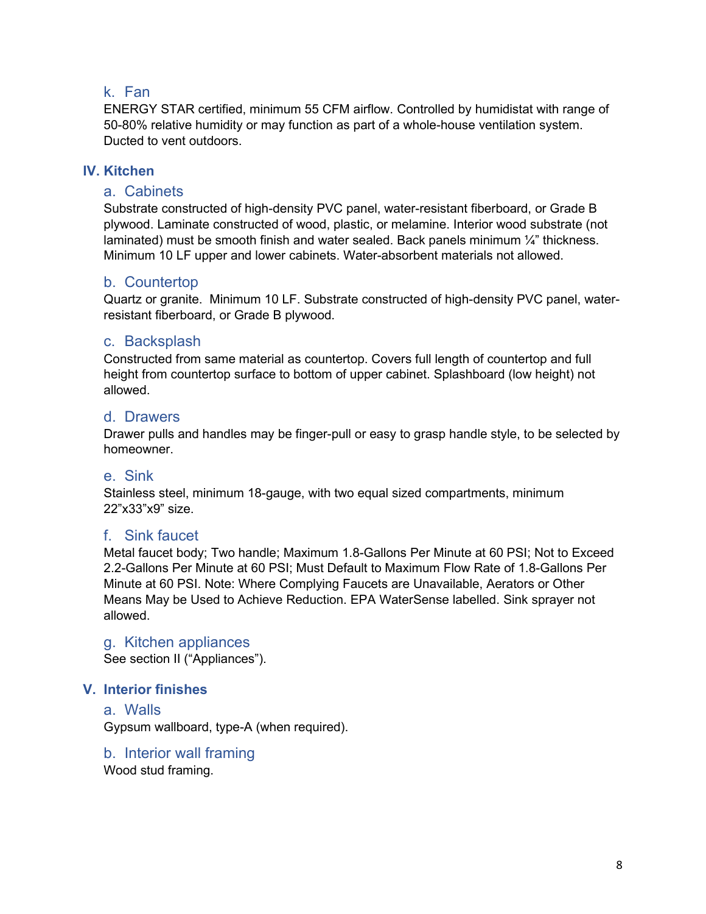### k. Fan

ENERGY STAR certified, minimum 55 CFM airflow. Controlled by humidistat with range of 50-80% relative humidity or may function as part of a whole-house ventilation system. Ducted to vent outdoors.

## IV. Kitchen

### a. Cabinets

Substrate constructed of high-density PVC panel, water-resistant fiberboard, or Grade B plywood. Laminate constructed of wood, plastic, or melamine. Interior wood substrate (not laminated) must be smooth finish and water sealed. Back panels minimum ¼" thickness. Minimum 10 LF upper and lower cabinets. Water-absorbent materials not allowed.

### b. Countertop

Quartz or granite. Minimum 10 LF. Substrate constructed of high-density PVC panel, water-resistant fiberboard, or Grade B plywood.

### c. Backsplash

Constructed from same material as countertop. Covers full length of countertop and full height from countertop surface to bottom of upper cabinet. Splashboard (low height) not allowed.

### d. Drawers

Drawer pulls and handles may be finger-pull or easy to grasp handle style, to be selected by homeowner.

### e. Sink

Stainless steel, minimum 18-gauge, with two equal sized compartments, minimum 22"x33"x9" size.

### f. Sink faucet

Metal faucet body; Two handle; Maximum 1.8-Gallons Per Minute at 60 PSI; Not to Exceed 2.2-Gallons Per Minute at 60 PSI; Must Default to Maximum Flow Rate of 1.8-Gallons Per Minute at 60 PSI. Note: Where Complying Faucets are Unavailable, Aerators or Other Means May be Used to Achieve Reduction. EPA WaterSense labelled. Sink sprayer not allowed.

### g. Kitchen appliances

See section II ("Appliances").

## V. Interior finishes

### a. Walls

Gypsum wallboard, type-A (when required).

### b. Interior wall framing

Wood stud framing.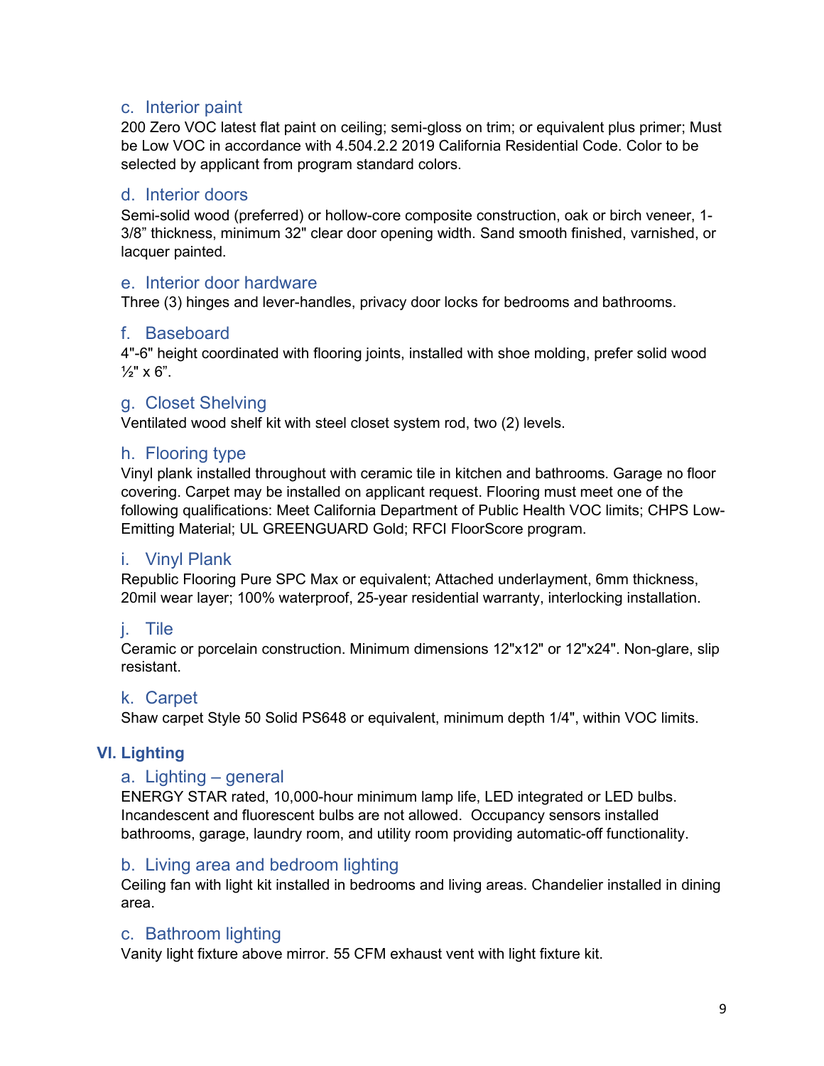### c. Interior paint

200 Zero VOC latest flat paint on ceiling; semi-gloss on trim; or equivalent plus primer; Must be Low VOC in accordance with 4.504.2.2 2019 California Residential Code. Color to be selected by applicant from program standard colors.

### d. Interior doors

Semi-solid wood (preferred) or hollow-core composite construction, oak or birch veneer, 1-3/8" thickness, minimum 32" clear door opening width. Sand smooth finished, varnished, or lacquer painted.

### e. Interior door hardware

Three (3) hinges and lever-handles, privacy door locks for bedrooms and bathrooms.

### f. Baseboard

4"-6" height coordinated with flooring joints, installed with shoe molding, prefer solid wood ½" x 6".

### g. Closet Shelving

Ventilated wood shelf kit with steel closet system rod, two (2) levels.

### h. Flooring type

Vinyl plank installed throughout with ceramic tile in kitchen and bathrooms. Garage no floor covering. Carpet may be installed on applicant request. Flooring must meet one of the following qualifications: Meet California Department of Public Health VOC limits; CHPS Low-Emitting Material; UL GREENGUARD Gold; RFCI FloorScore program.

### i. Vinyl Plank

Republic Flooring Pure SPC Max or equivalent; Attached underlayment, 6mm thickness, 20mil wear layer; 100% waterproof, 25-year residential warranty, interlocking installation.

### j. Tile

Ceramic or porcelain construction. Minimum dimensions 12"x12" or 12"x24". Non-glare, slip resistant.

### k. Carpet

Shaw carpet Style 50 Solid PS648 or equivalent, minimum depth 1/4", within VOC limits.

## VI. Lighting

### a. Lighting – general

ENERGY STAR rated, 10,000-hour minimum lamp life, LED integrated or LED bulbs. Incandescent and fluorescent bulbs are not allowed. Occupancy sensors installed bathrooms, garage, laundry room, and utility room providing automatic-off functionality.

### b. Living area and bedroom lighting

Ceiling fan with light kit installed in bedrooms and living areas. Chandelier installed in dining area.

### c. Bathroom lighting

Vanity light fixture above mirror. 55 CFM exhaust vent with light fixture kit.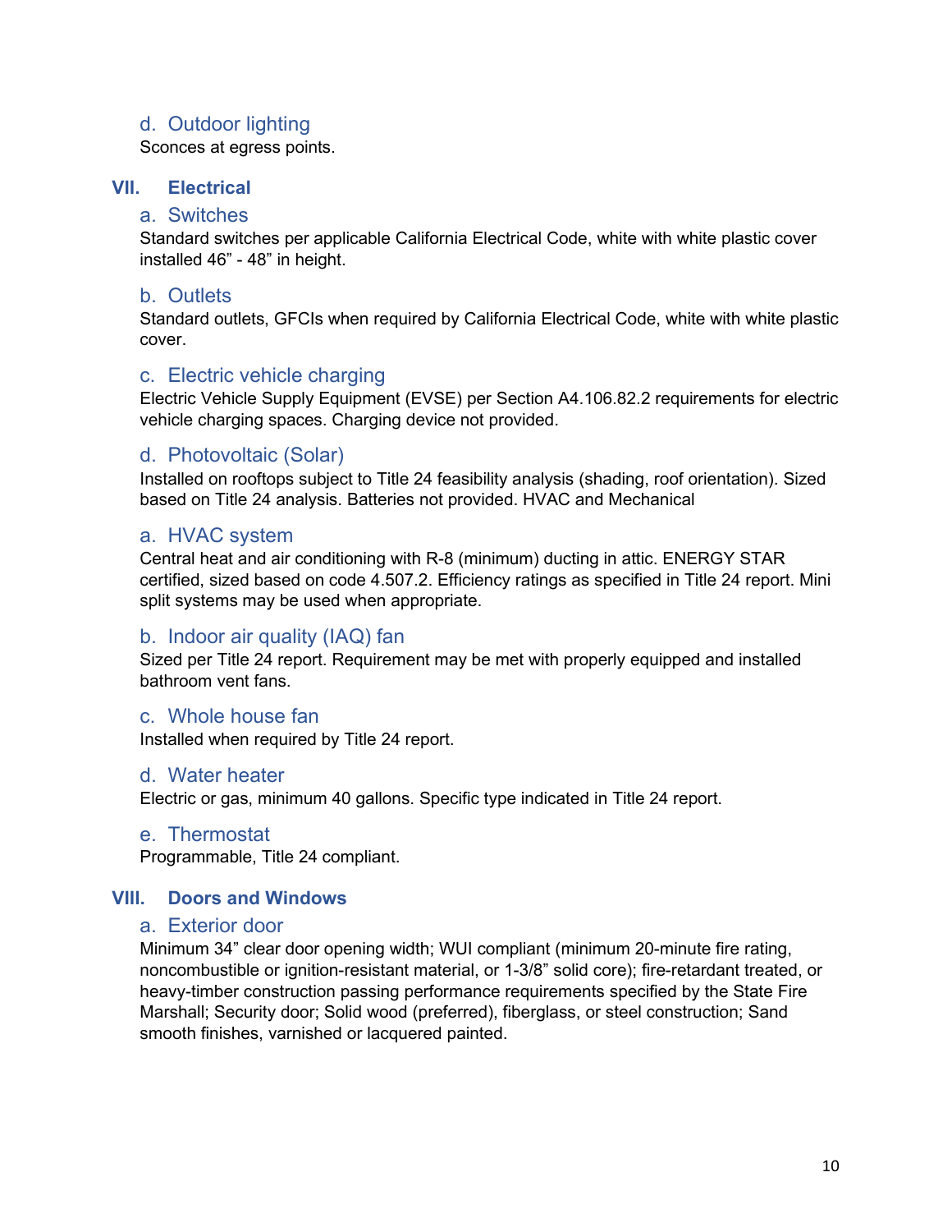### d. Outdoor lighting

Sconces at egress points.

## VII. Electrical

### a. Switches

Standard switches per applicable California Electrical Code, white with white plastic cover installed 46" - 48" in height.

### b. Outlets

Standard outlets, GFCIs when required by California Electrical Code, white with white plastic cover.

### c. Electric vehicle charging

Electric Vehicle Supply Equipment (EVSE) per Section A4.106.82.2 requirements for electric vehicle charging spaces. Charging device not provided.

### d. Photovoltaic (Solar)

Installed on rooftops subject to Title 24 feasibility analysis (shading, roof orientation). Sized based on Title 24 analysis. Batteries not provided. HVAC and Mechanical

### a. HVAC system

Central heat and air conditioning with R-8 (minimum) ducting in attic. ENERGY STAR certified, sized based on code 4.507.2. Efficiency ratings as specified in Title 24 report. Mini split systems may be used when appropriate.

### b. Indoor air quality (IAQ) fan

Sized per Title 24 report. Requirement may be met with properly equipped and installed bathroom vent fans.

### c. Whole house fan

Installed when required by Title 24 report.

### d. Water heater

Electric or gas, minimum 40 gallons. Specific type indicated in Title 24 report.

### e. Thermostat

Programmable, Title 24 compliant.

## VIII. Doors and Windows

### a. Exterior door

Minimum 34" clear door opening width; WUI compliant (minimum 20-minute fire rating, noncombustible or ignition-resistant material, or 1-3/8" solid core); fire-retardant treated, or heavy-timber construction passing performance requirements specified by the State Fire Marshall; Security door; Solid wood (preferred), fiberglass, or steel construction; Sand smooth finishes, varnished or lacquered painted.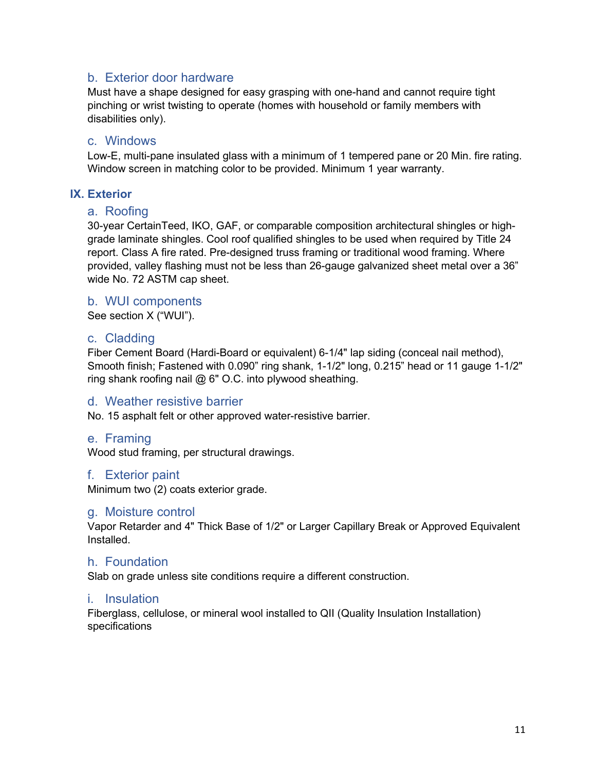### b. Exterior door hardware

Must have a shape designed for easy grasping with one-hand and cannot require tight pinching or wrist twisting to operate (homes with household or family members with disabilities only).

### c. Windows

Low-E, multi-pane insulated glass with a minimum of 1 tempered pane or 20 Min. fire rating. Window screen in matching color to be provided. Minimum 1 year warranty.

## IX. Exterior

### a. Roofing

30-year CertainTeed, IKO, GAF, or comparable composition architectural shingles or high-grade laminate shingles. Cool roof qualified shingles to be used when required by Title 24 report. Class A fire rated. Pre-designed truss framing or traditional wood framing. Where provided, valley flashing must not be less than 26-gauge galvanized sheet metal over a 36" wide No. 72 ASTM cap sheet.

### b. WUI components

See section X ("WUI").

### c. Cladding

Fiber Cement Board (Hardi-Board or equivalent) 6-1/4" lap siding (conceal nail method), Smooth finish; Fastened with 0.090" ring shank, 1-1/2" long, 0.215" head or 11 gauge 1-1/2" ring shank roofing nail @ 6" O.C. into plywood sheathing.

### d. Weather resistive barrier

No. 15 asphalt felt or other approved water-resistive barrier.

### e. Framing

Wood stud framing, per structural drawings.

### f. Exterior paint

Minimum two (2) coats exterior grade.

### g. Moisture control

Vapor Retarder and 4" Thick Base of 1/2" or Larger Capillary Break or Approved Equivalent Installed.

### h. Foundation

Slab on grade unless site conditions require a different construction.

### i. Insulation

Fiberglass, cellulose, or mineral wool installed to QII (Quality Insulation Installation) specifications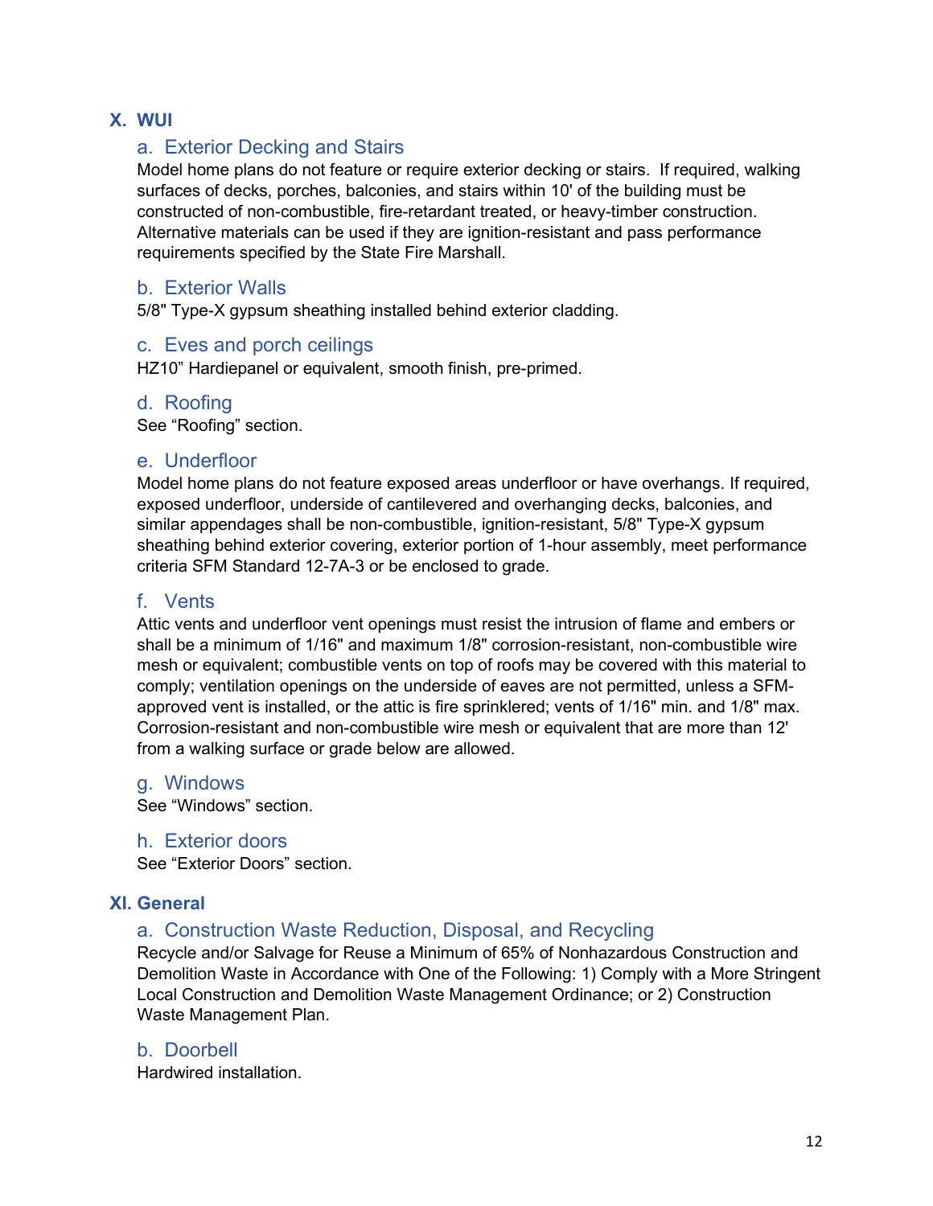## X. WUI

### a. Exterior Decking and Stairs

Model home plans do not feature or require exterior decking or stairs. If required, walking surfaces of decks, porches, balconies, and stairs within 10' of the building must be constructed of non-combustible, fire-retardant treated, or heavy-timber construction. Alternative materials can be used if they are ignition-resistant and pass performance requirements specified by the State Fire Marshall.

### b. Exterior Walls

5/8" Type-X gypsum sheathing installed behind exterior cladding.

### c. Eves and porch ceilings

HZ10" Hardiepanel or equivalent, smooth finish, pre-primed.

### d. Roofing

See "Roofing" section.

### e. Underfloor

Model home plans do not feature exposed areas underfloor or have overhangs. If required, exposed underfloor, underside of cantilevered and overhanging decks, balconies, and similar appendages shall be non-combustible, ignition-resistant, 5/8" Type-X gypsum sheathing behind exterior covering, exterior portion of 1-hour assembly, meet performance criteria SFM Standard 12-7A-3 or be enclosed to grade.

### f. Vents

Attic vents and underfloor vent openings must resist the intrusion of flame and embers or shall be a minimum of 1/16" and maximum 1/8" corrosion-resistant, non-combustible wire mesh or equivalent; combustible vents on top of roofs may be covered with this material to comply; ventilation openings on the underside of eaves are not permitted, unless a SFM-approved vent is installed, or the attic is fire sprinklered; vents of 1/16" min. and 1/8" max. Corrosion-resistant and non-combustible wire mesh or equivalent that are more than 12' from a walking surface or grade below are allowed.

### g. Windows

See "Windows" section.

### h. Exterior doors

See "Exterior Doors" section.

## XI. General

### a. Construction Waste Reduction, Disposal, and Recycling

Recycle and/or Salvage for Reuse a Minimum of 65% of Nonhazardous Construction and Demolition Waste in Accordance with One of the Following: 1) Comply with a More Stringent Local Construction and Demolition Waste Management Ordinance; or 2) Construction Waste Management Plan.

### b. Doorbell

Hardwired installation.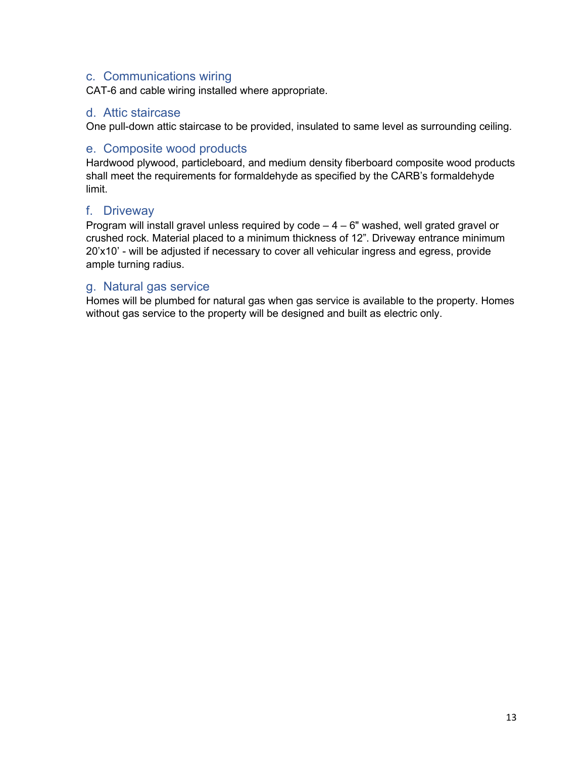### c. Communications wiring

CAT-6 and cable wiring installed where appropriate.

### d. Attic staircase

One pull-down attic staircase to be provided, insulated to same level as surrounding ceiling.

### e. Composite wood products

Hardwood plywood, particleboard, and medium density fiberboard composite wood products shall meet the requirements for formaldehyde as specified by the CARB's formaldehyde limit.

### f. Driveway

Program will install gravel unless required by code – 4 – 6" washed, well grated gravel or crushed rock. Material placed to a minimum thickness of 12". Driveway entrance minimum 20'x10' - will be adjusted if necessary to cover all vehicular ingress and egress, provide ample turning radius.

### g. Natural gas service

Homes will be plumbed for natural gas when gas service is available to the property. Homes without gas service to the property will be designed and built as electric only.